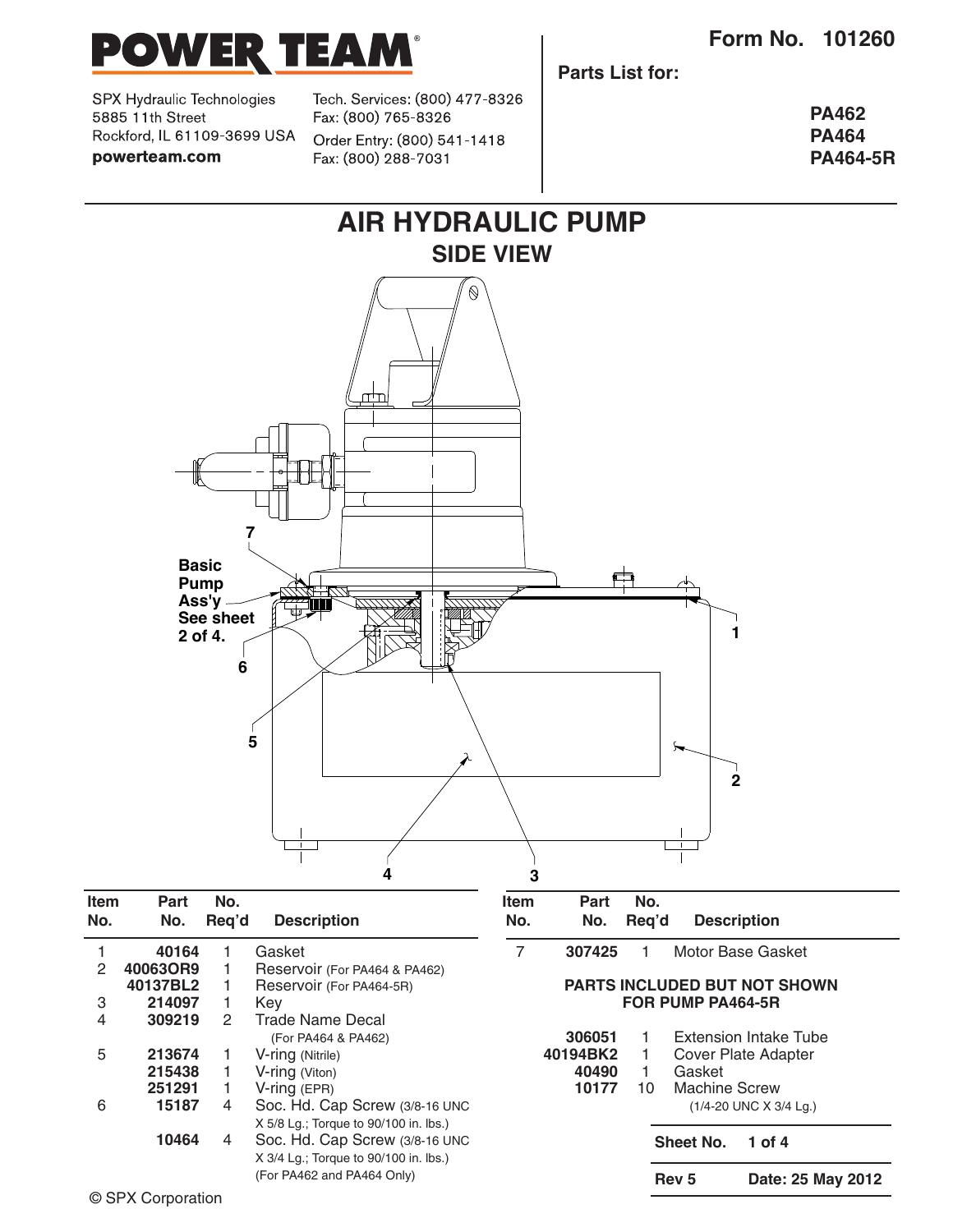# POWER TEAM

SPX Hydraulic Technologies
5885 11th Street
Rockford, IL 61109-3699 USA
powerteam.com

Tech. Services: (800) 477-8326
Fax: (800) 765-8326
Order Entry: (800) 541-1418
Fax: (800) 288-7031

**Form No. 101260**

**Parts List for:**

**PA462**
**PA464**
**PA464-5R**

# AIR HYDRAULIC PUMP

## SIDE VIEW

Basic Pump Ass'y See sheet 2 of 4.

| Item No. | Part No. | No. Req'd | Description |
|---|---|---|---|
| 1 | 40164 | 1 | Gasket |
| 2 | 40063OR9 | 1 | Reservoir (For PA464 & PA462) |
| | 40137BL2 | 1 | Reservoir (For PA464-5R) |
| 3 | 214097 | 1 | Key |
| 4 | 309219 | 2 | Trade Name Decal (For PA464 & PA462) |
| 5 | 213674 | 1 | V-ring (Nitrile) |
| | 215438 | 1 | V-ring (Viton) |
| | 251291 | 1 | V-ring (EPR) |
| 6 | 15187 | 4 | Soc. Hd. Cap Screw (3/8-16 UNC X 5/8 Lg.; Torque to 90/100 in. lbs.) |
| | 10464 | 4 | Soc. Hd. Cap Screw (3/8-16 UNC X 3/4 Lg.; Torque to 90/100 in. lbs.) (For PA462 and PA464 Only) |
| 7 | 307425 | 1 | Motor Base Gasket |

**PARTS INCLUDED BUT NOT SHOWN FOR PUMP PA464-5R**

| Part No. | No. Req'd | Description |
|---|---|---|
| 306051 | 1 | Extension Intake Tube |
| 40194BK2 | 1 | Cover Plate Adapter |
| 40490 | 1 | Gasket |
| 10177 | 10 | Machine Screw (1/4-20 UNC X 3/4 Lg.) |

**Sheet No.** 1 of 4

**Rev 5** **Date: 25 May 2012**

© SPX Corporation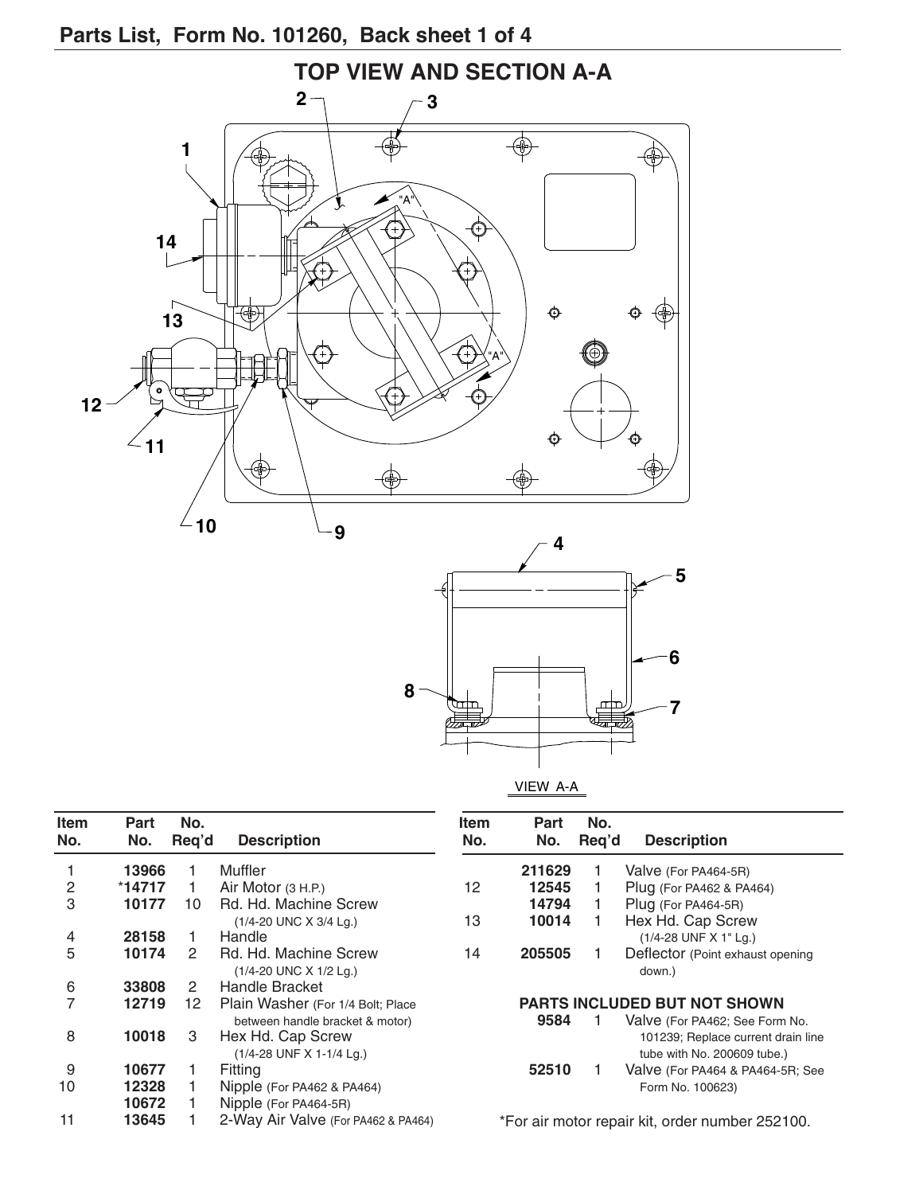## Parts List, Form No. 101260, Back sheet 1 of 4

### TOP VIEW AND SECTION A-A

VIEW A-A

| Item No. | Part No. | No. Req'd | Description |
|---|---|---|---|
| 1 | **13966** | 1 | Muffler |
| 2 | ***14717** | 1 | Air Motor (3 H.P.) |
| 3 | **10177** | 10 | Rd. Hd. Machine Screw (1/4-20 UNC X 3/4 Lg.) |
| 4 | **28158** | 1 | Handle |
| 5 | **10174** | 2 | Rd. Hd. Machine Screw (1/4-20 UNC X 1/2 Lg.) |
| 6 | **33808** | 2 | Handle Bracket |
| 7 | **12719** | 12 | Plain Washer (For 1/4 Bolt; Place between handle bracket & motor) |
| 8 | **10018** | 3 | Hex Hd. Cap Screw (1/4-28 UNF X 1-1/4 Lg.) |
| 9 | **10677** | 1 | Fitting |
| 10 | **12328** | 1 | Nipple (For PA462 & PA464) |
| | **10672** | 1 | Nipple (For PA464-5R) |
| 11 | **13645** | 1 | 2-Way Air Valve (For PA462 & PA464) |
| | **211629** | 1 | Valve (For PA464-5R) |
| 12 | **12545** | 1 | Plug (For PA462 & PA464) |
| | **14794** | 1 | Plug (For PA464-5R) |
| 13 | **10014** | 1 | Hex Hd. Cap Screw (1/4-28 UNF X 1" Lg.) |
| 14 | **205505** | 1 | Deflector (Point exhaust opening down.) |

**PARTS INCLUDED BUT NOT SHOWN**

| Part No. | No. Req'd | Description |
|---|---|---|
| **9584** | 1 | Valve (For PA462; See Form No. 101239; Replace current drain line tube with No. 200609 tube.) |
| **52510** | 1 | Valve (For PA464 & PA464-5R; See Form No. 100623) |

*For air motor repair kit, order number 252100.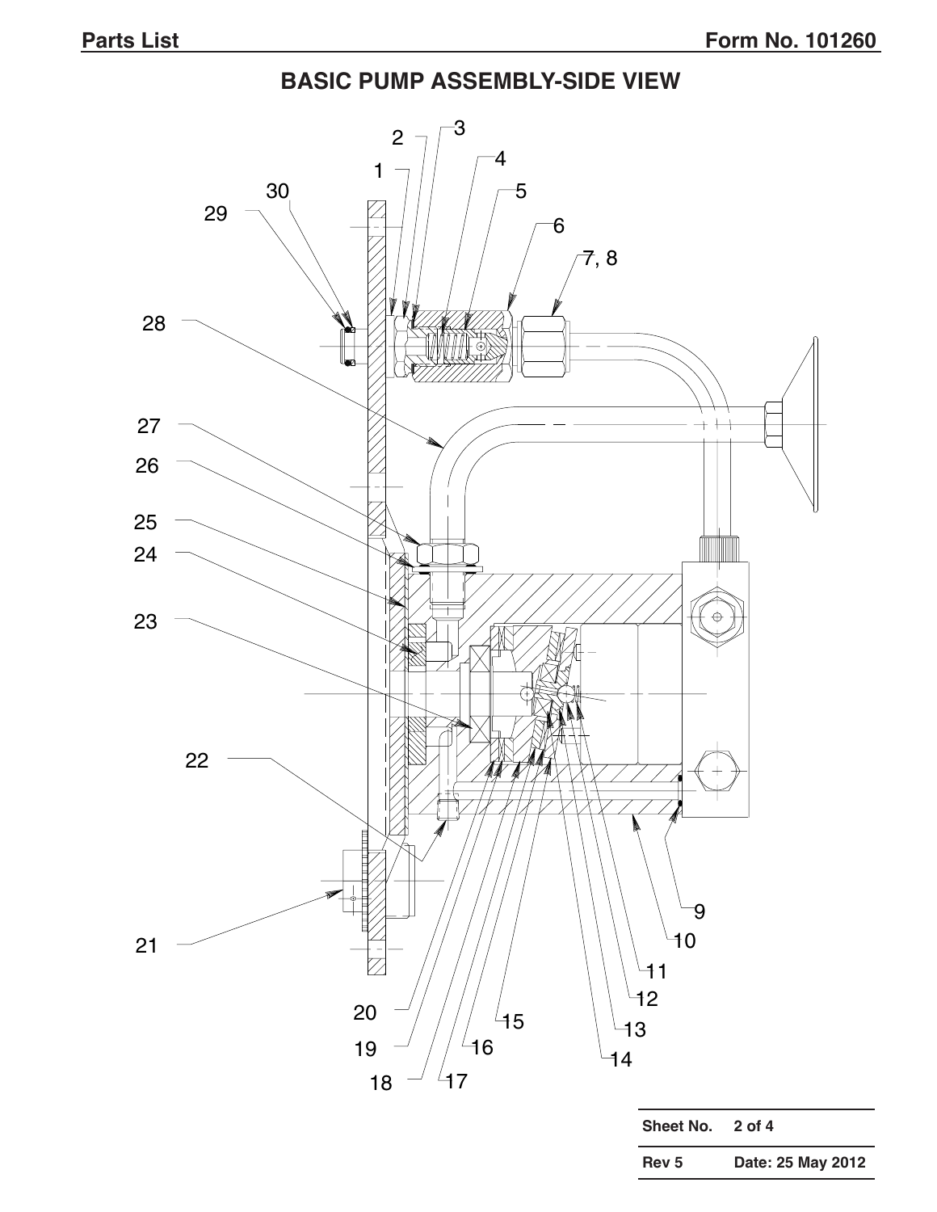# BASIC PUMP ASSEMBLY-SIDE VIEW

1, 2, 3, 4, 5, 6, 7, 8, 9, 10, 11, 12, 13, 14, 15, 16, 17, 18, 19, 20, 21, 22, 23, 24, 25, 26, 27, 28, 29, 30

| Sheet No. | 2 of 4 |
|---|---|
| Rev 5 | Date: 25 May 2012 |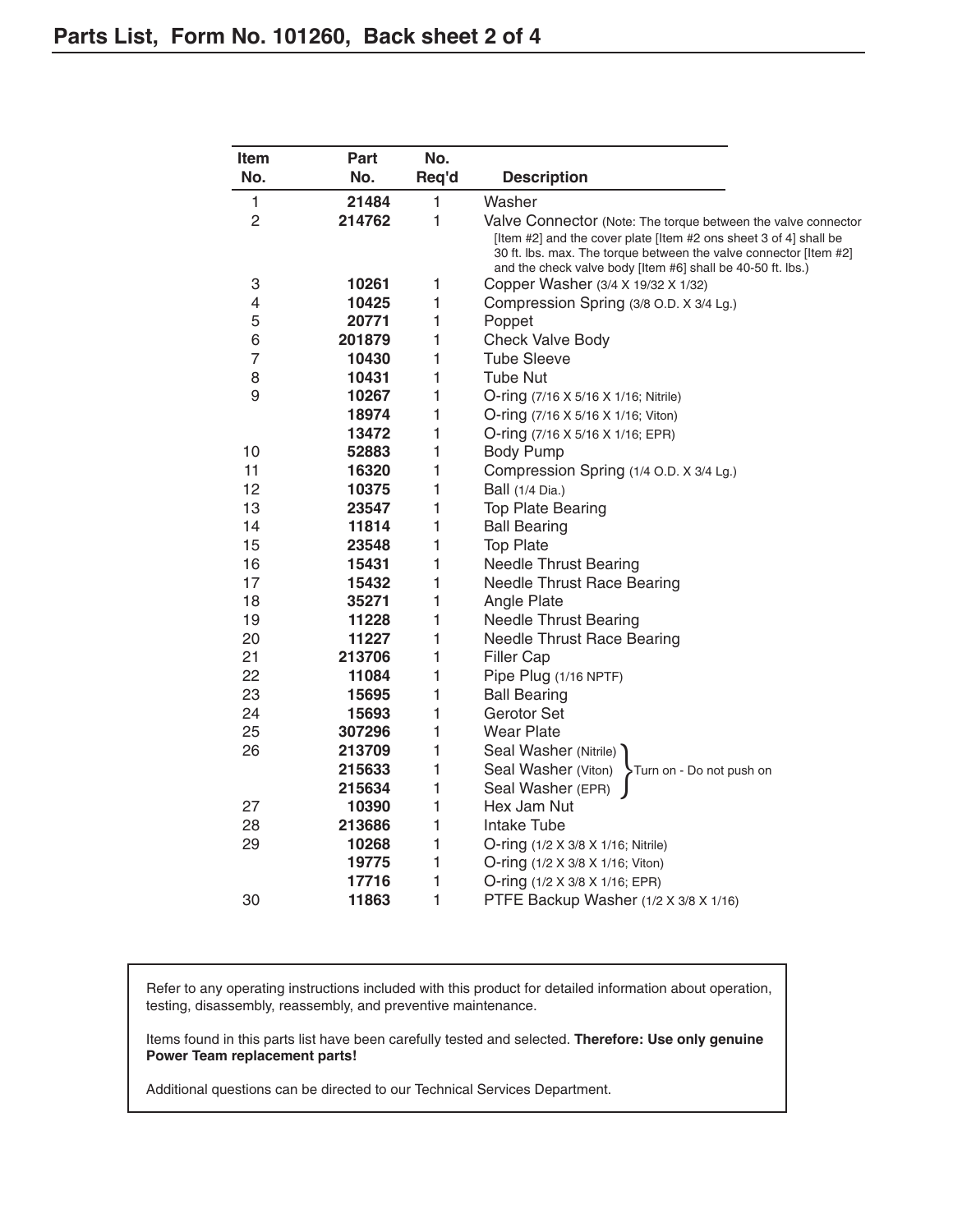## Parts List, Form No. 101260, Back sheet 2 of 4

| Item No. | Part No. | No. Req'd | Description |
|---|---|---|---|
| 1 | **21484** | 1 | Washer |
| 2 | **214762** | 1 | Valve Connector (Note: The torque between the valve connector [Item #2] and the cover plate [Item #2 ons sheet 3 of 4] shall be 30 ft. lbs. max. The torque between the valve connector [Item #2] and the check valve body [Item #6] shall be 40-50 ft. lbs.) |
| 3 | **10261** | 1 | Copper Washer (3/4 X 19/32 X 1/32) |
| 4 | **10425** | 1 | Compression Spring (3/8 O.D. X 3/4 Lg.) |
| 5 | **20771** | 1 | Poppet |
| 6 | **201879** | 1 | Check Valve Body |
| 7 | **10430** | 1 | Tube Sleeve |
| 8 | **10431** | 1 | Tube Nut |
| 9 | **10267** | 1 | O-ring (7/16 X 5/16 X 1/16; Nitrile) |
| | **18974** | 1 | O-ring (7/16 X 5/16 X 1/16; Viton) |
| | **13472** | 1 | O-ring (7/16 X 5/16 X 1/16; EPR) |
| 10 | **52883** | 1 | Body Pump |
| 11 | **16320** | 1 | Compression Spring (1/4 O.D. X 3/4 Lg.) |
| 12 | **10375** | 1 | Ball (1/4 Dia.) |
| 13 | **23547** | 1 | Top Plate Bearing |
| 14 | **11814** | 1 | Ball Bearing |
| 15 | **23548** | 1 | Top Plate |
| 16 | **15431** | 1 | Needle Thrust Bearing |
| 17 | **15432** | 1 | Needle Thrust Race Bearing |
| 18 | **35271** | 1 | Angle Plate |
| 19 | **11228** | 1 | Needle Thrust Bearing |
| 20 | **11227** | 1 | Needle Thrust Race Bearing |
| 21 | **213706** | 1 | Filler Cap |
| 22 | **11084** | 1 | Pipe Plug (1/16 NPTF) |
| 23 | **15695** | 1 | Ball Bearing |
| 24 | **15693** | 1 | Gerotor Set |
| 25 | **307296** | 1 | Wear Plate |
| 26 | **213709** | 1 | Seal Washer (Nitrile) – Turn on - Do not push on |
| | **215633** | 1 | Seal Washer (Viton) – Turn on - Do not push on |
| | **215634** | 1 | Seal Washer (EPR) – Turn on - Do not push on |
| 27 | **10390** | 1 | Hex Jam Nut |
| 28 | **213686** | 1 | Intake Tube |
| 29 | **10268** | 1 | O-ring (1/2 X 3/8 X 1/16; Nitrile) |
| | **19775** | 1 | O-ring (1/2 X 3/8 X 1/16; Viton) |
| | **17716** | 1 | O-ring (1/2 X 3/8 X 1/16; EPR) |
| 30 | **11863** | 1 | PTFE Backup Washer (1/2 X 3/8 X 1/16) |

Refer to any operating instructions included with this product for detailed information about operation, testing, disassembly, reassembly, and preventive maintenance.

Items found in this parts list have been carefully tested and selected. **Therefore: Use only genuine Power Team replacement parts!**

Additional questions can be directed to our Technical Services Department.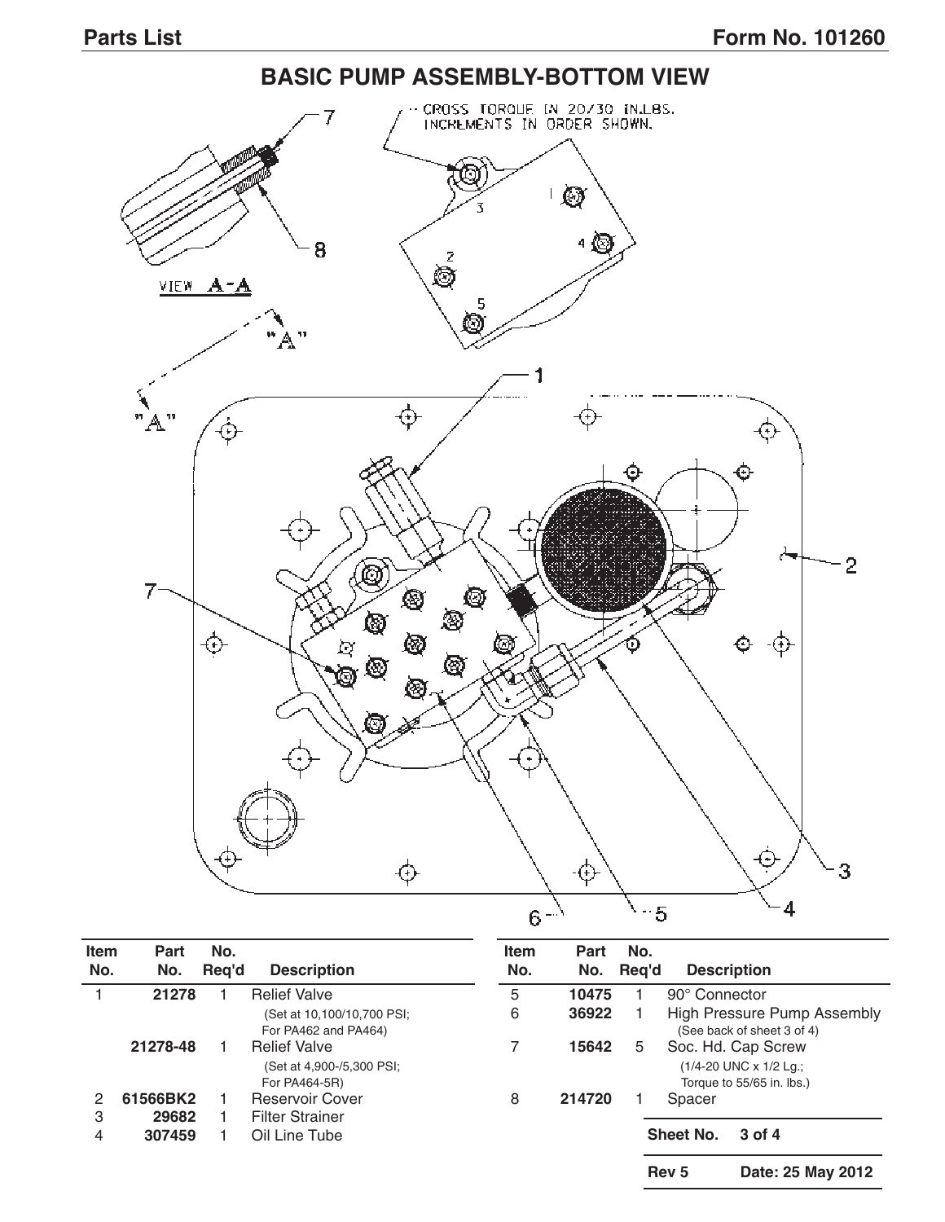## BASIC PUMP ASSEMBLY-BOTTOM VIEW

CROSS TORQUE IN 20/30 IN.LBS. INCREMENTS IN ORDER SHOWN.

VIEW A-A

| Item No. | Part No. | No. Req'd | Description |
|---|---|---|---|
| 1 | 21278 | 1 | Relief Valve (Set at 10,100/10,700 PSI; For PA462 and PA464) |
| | 21278-48 | 1 | Relief Valve (Set at 4,900-/5,300 PSI; For PA464-5R) |
| 2 | 61566BK2 | 1 | Reservoir Cover |
| 3 | 29682 | 1 | Filter Strainer |
| 4 | 307459 | 1 | Oil Line Tube |
| 5 | 10475 | 1 | 90° Connector |
| 6 | 36922 | 1 | High Pressure Pump Assembly (See back of sheet 3 of 4) |
| 7 | 15642 | 5 | Soc. Hd. Cap Screw (1/4-20 UNC x 1/2 Lg.; Torque to 55/65 in. lbs.) |
| 8 | 214720 | 1 | Spacer |

Sheet No. 3 of 4

Rev 5 Date: 25 May 2012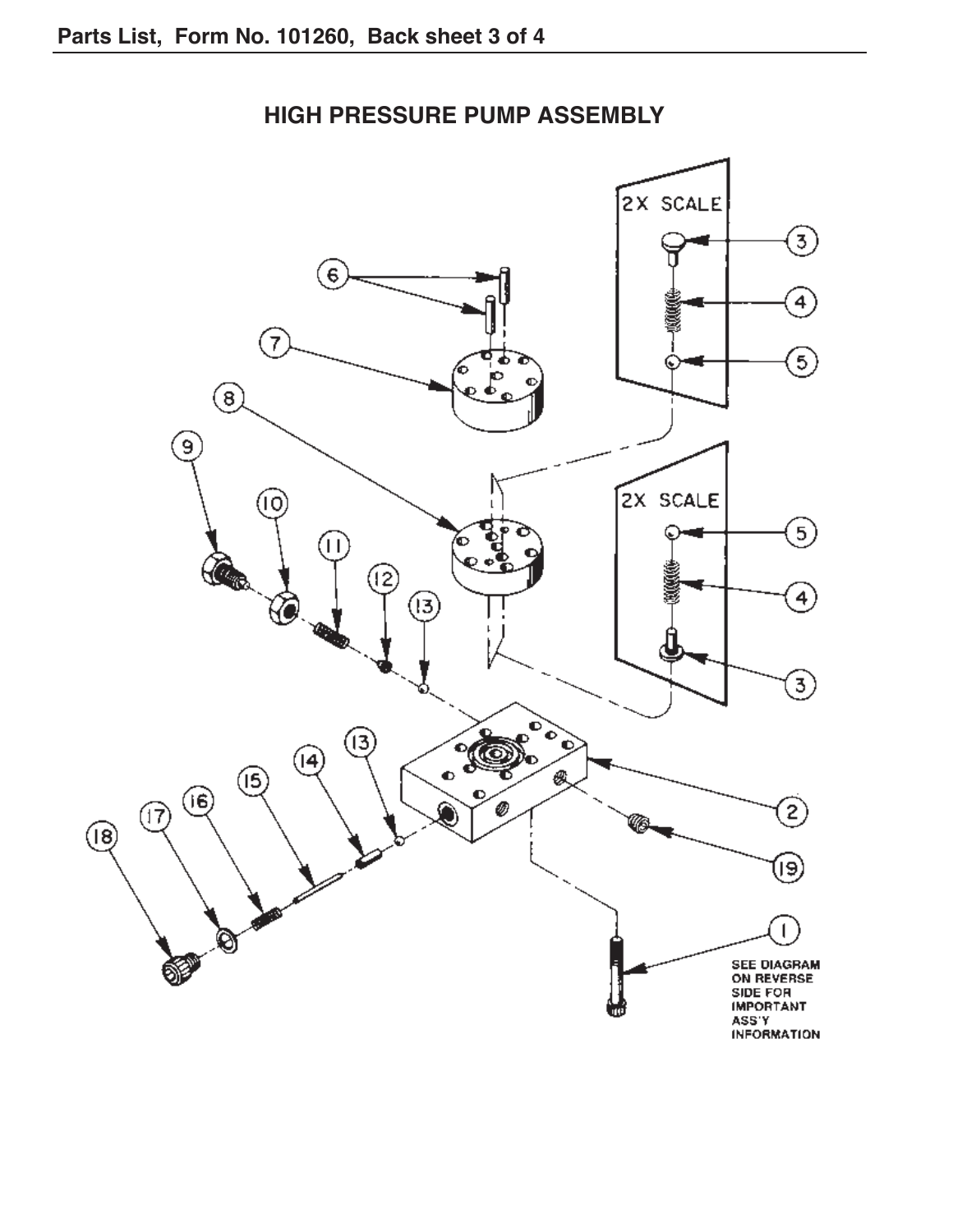# HIGH PRESSURE PUMP ASSEMBLY

2X SCALE

2X SCALE

SEE DIAGRAM ON REVERSE SIDE FOR IMPORTANT ASS'Y INFORMATION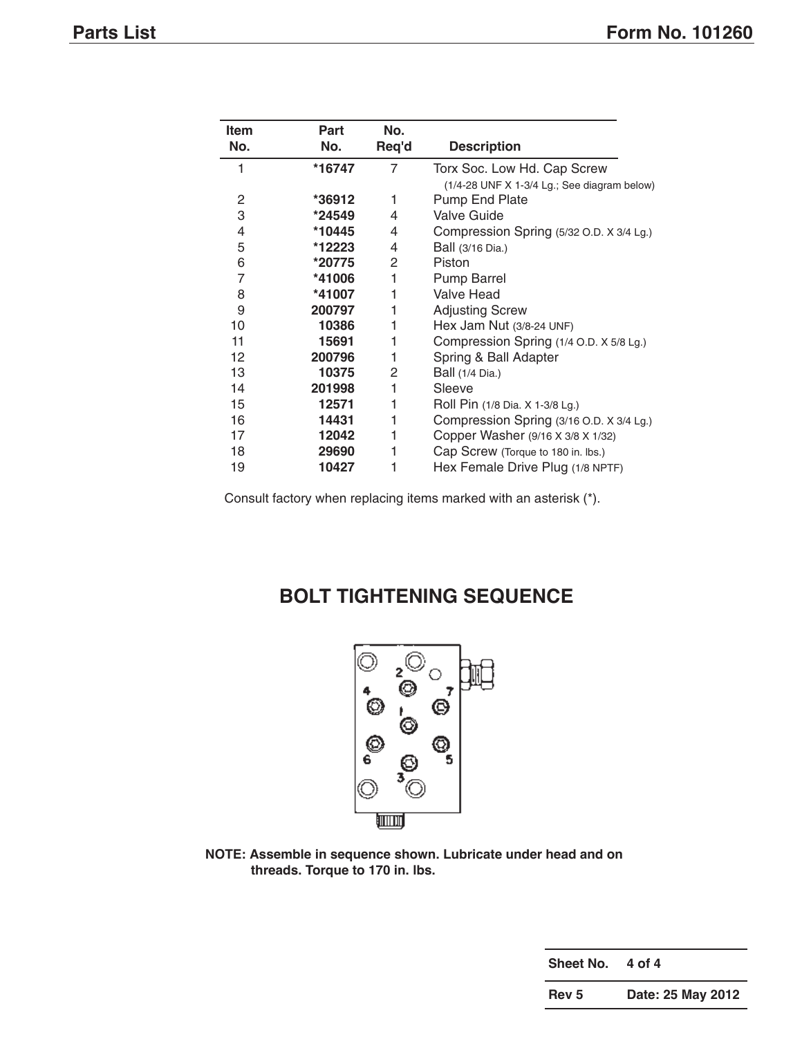| Item No. | Part No. | No. Req'd | Description |
|---|---|---|---|
| 1 | *16747 | 7 | Torx Soc. Low Hd. Cap Screw (1/4-28 UNF X 1-3/4 Lg.; See diagram below) |
| 2 | *36912 | 1 | Pump End Plate |
| 3 | *24549 | 4 | Valve Guide |
| 4 | *10445 | 4 | Compression Spring (5/32 O.D. X 3/4 Lg.) |
| 5 | *12223 | 4 | Ball (3/16 Dia.) |
| 6 | *20775 | 2 | Piston |
| 7 | *41006 | 1 | Pump Barrel |
| 8 | *41007 | 1 | Valve Head |
| 9 | 200797 | 1 | Adjusting Screw |
| 10 | 10386 | 1 | Hex Jam Nut (3/8-24 UNF) |
| 11 | 15691 | 1 | Compression Spring (1/4 O.D. X 5/8 Lg.) |
| 12 | 200796 | 1 | Spring & Ball Adapter |
| 13 | 10375 | 2 | Ball (1/4 Dia.) |
| 14 | 201998 | 1 | Sleeve |
| 15 | 12571 | 1 | Roll Pin (1/8 Dia. X 1-3/8 Lg.) |
| 16 | 14431 | 1 | Compression Spring (3/16 O.D. X 3/4 Lg.) |
| 17 | 12042 | 1 | Copper Washer (9/16 X 3/8 X 1/32) |
| 18 | 29690 | 1 | Cap Screw (Torque to 180 in. lbs.) |
| 19 | 10427 | 1 | Hex Female Drive Plug (1/8 NPTF) |

Consult factory when replacing items marked with an asterisk (*).

## BOLT TIGHTENING SEQUENCE

**NOTE: Assemble in sequence shown. Lubricate under head and on threads. Torque to 170 in. lbs.**

| Sheet No. | 4 of 4 |
|---|---|
| Rev 5 | Date: 25 May 2012 |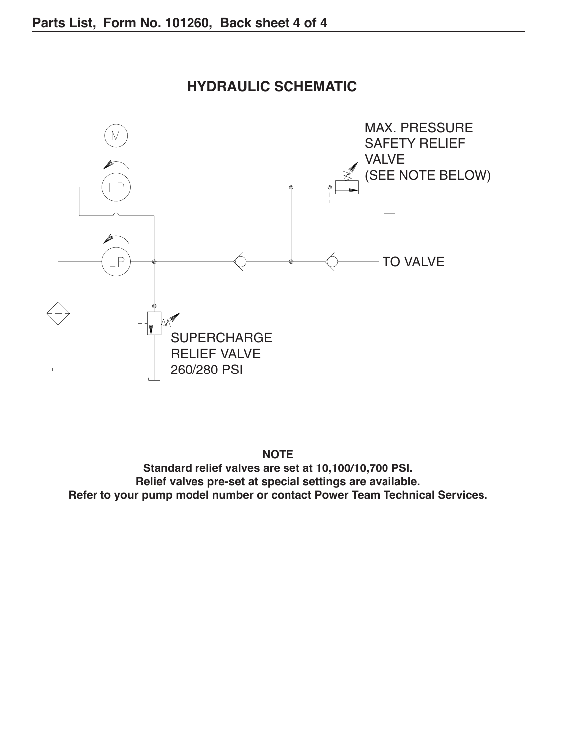## HYDRAULIC SCHEMATIC

M

HP

LP

MAX. PRESSURE SAFETY RELIEF VALVE (SEE NOTE BELOW)

TO VALVE

SUPERCHARGE RELIEF VALVE 260/280 PSI

**NOTE**

**Standard relief valves are set at 10,100/10,700 PSI.**
**Relief valves pre-set at special settings are available.**
**Refer to your pump model number or contact Power Team Technical Services.**